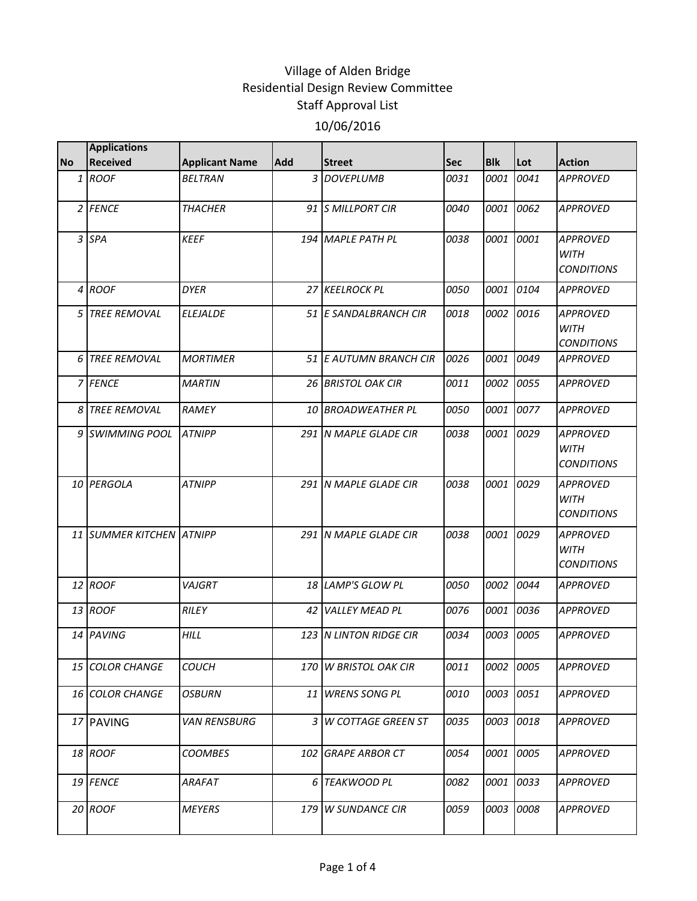# Village of Alden Bridge
## Residential Design Review Committee
## Staff Approval List
## 10/06/2016

| No | Applications Received | Applicant Name | Add | Street | Sec | Blk | Lot | Action |
|---|---|---|---|---|---|---|---|---|
| 1 | ROOF | BELTRAN | 3 | DOVEPLUMB | 0031 | 0001 | 0041 | APPROVED |
| 2 | FENCE | THACHER | 91 | S MILLPORT CIR | 0040 | 0001 | 0062 | APPROVED |
| 3 | SPA | KEEF | 194 | MAPLE PATH PL | 0038 | 0001 | 0001 | APPROVED WITH CONDITIONS |
| 4 | ROOF | DYER | 27 | KEELROCK PL | 0050 | 0001 | 0104 | APPROVED |
| 5 | TREE REMOVAL | ELEJALDE | 51 | E SANDALBRANCH CIR | 0018 | 0002 | 0016 | APPROVED WITH CONDITIONS |
| 6 | TREE REMOVAL | MORTIMER | 51 | E AUTUMN BRANCH CIR | 0026 | 0001 | 0049 | APPROVED |
| 7 | FENCE | MARTIN | 26 | BRISTOL OAK CIR | 0011 | 0002 | 0055 | APPROVED |
| 8 | TREE REMOVAL | RAMEY | 10 | BROADWEATHER PL | 0050 | 0001 | 0077 | APPROVED |
| 9 | SWIMMING POOL | ATNIPP | 291 | N MAPLE GLADE CIR | 0038 | 0001 | 0029 | APPROVED WITH CONDITIONS |
| 10 | PERGOLA | ATNIPP | 291 | N MAPLE GLADE CIR | 0038 | 0001 | 0029 | APPROVED WITH CONDITIONS |
| 11 | SUMMER KITCHEN | ATNIPP | 291 | N MAPLE GLADE CIR | 0038 | 0001 | 0029 | APPROVED WITH CONDITIONS |
| 12 | ROOF | VAJGRT | 18 | LAMP'S GLOW PL | 0050 | 0002 | 0044 | APPROVED |
| 13 | ROOF | RILEY | 42 | VALLEY MEAD PL | 0076 | 0001 | 0036 | APPROVED |
| 14 | PAVING | HILL | 123 | N LINTON RIDGE CIR | 0034 | 0003 | 0005 | APPROVED |
| 15 | COLOR CHANGE | COUCH | 170 | W BRISTOL OAK CIR | 0011 | 0002 | 0005 | APPROVED |
| 16 | COLOR CHANGE | OSBURN | 11 | WRENS SONG PL | 0010 | 0003 | 0051 | APPROVED |
| 17 | PAVING | VAN RENSBURG | 3 | W COTTAGE GREEN ST | 0035 | 0003 | 0018 | APPROVED |
| 18 | ROOF | COOMBES | 102 | GRAPE ARBOR CT | 0054 | 0001 | 0005 | APPROVED |
| 19 | FENCE | ARAFAT | 6 | TEAKWOOD PL | 0082 | 0001 | 0033 | APPROVED |
| 20 | ROOF | MEYERS | 179 | W SUNDANCE CIR | 0059 | 0003 | 0008 | APPROVED |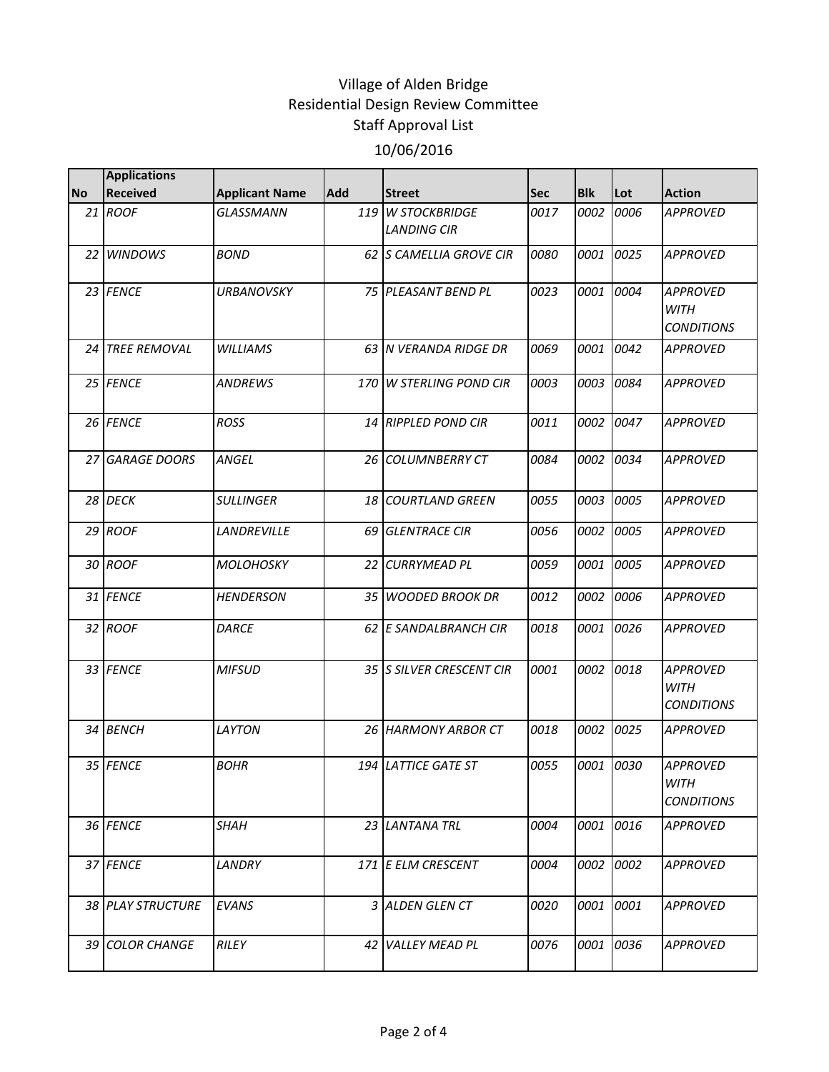# Village of Alden Bridge
## Residential Design Review Committee
## Staff Approval List
## 10/06/2016

| No | Applications Received | Applicant Name | Add | Street | Sec | Blk | Lot | Action |
|---|---|---|---|---|---|---|---|---|
| 21 | ROOF | GLASSMANN | 119 | W STOCKBRIDGE LANDING CIR | 0017 | 0002 | 0006 | APPROVED |
| 22 | WINDOWS | BOND | 62 | S CAMELLIA GROVE CIR | 0080 | 0001 | 0025 | APPROVED |
| 23 | FENCE | URBANOVSKY | 75 | PLEASANT BEND PL | 0023 | 0001 | 0004 | APPROVED WITH CONDITIONS |
| 24 | TREE REMOVAL | WILLIAMS | 63 | N VERANDA RIDGE DR | 0069 | 0001 | 0042 | APPROVED |
| 25 | FENCE | ANDREWS | 170 | W STERLING POND CIR | 0003 | 0003 | 0084 | APPROVED |
| 26 | FENCE | ROSS | 14 | RIPPLED POND CIR | 0011 | 0002 | 0047 | APPROVED |
| 27 | GARAGE DOORS | ANGEL | 26 | COLUMNBERRY CT | 0084 | 0002 | 0034 | APPROVED |
| 28 | DECK | SULLINGER | 18 | COURTLAND GREEN | 0055 | 0003 | 0005 | APPROVED |
| 29 | ROOF | LANDREVILLE | 69 | GLENTRACE CIR | 0056 | 0002 | 0005 | APPROVED |
| 30 | ROOF | MOLOHOSKY | 22 | CURRYMEAD PL | 0059 | 0001 | 0005 | APPROVED |
| 31 | FENCE | HENDERSON | 35 | WOODED BROOK DR | 0012 | 0002 | 0006 | APPROVED |
| 32 | ROOF | DARCE | 62 | E SANDALBRANCH CIR | 0018 | 0001 | 0026 | APPROVED |
| 33 | FENCE | MIFSUD | 35 | S SILVER CRESCENT CIR | 0001 | 0002 | 0018 | APPROVED WITH CONDITIONS |
| 34 | BENCH | LAYTON | 26 | HARMONY ARBOR CT | 0018 | 0002 | 0025 | APPROVED |
| 35 | FENCE | BOHR | 194 | LATTICE GATE ST | 0055 | 0001 | 0030 | APPROVED WITH CONDITIONS |
| 36 | FENCE | SHAH | 23 | LANTANA TRL | 0004 | 0001 | 0016 | APPROVED |
| 37 | FENCE | LANDRY | 171 | E ELM CRESCENT | 0004 | 0002 | 0002 | APPROVED |
| 38 | PLAY STRUCTURE | EVANS | 3 | ALDEN GLEN CT | 0020 | 0001 | 0001 | APPROVED |
| 39 | COLOR CHANGE | RILEY | 42 | VALLEY MEAD PL | 0076 | 0001 | 0036 | APPROVED |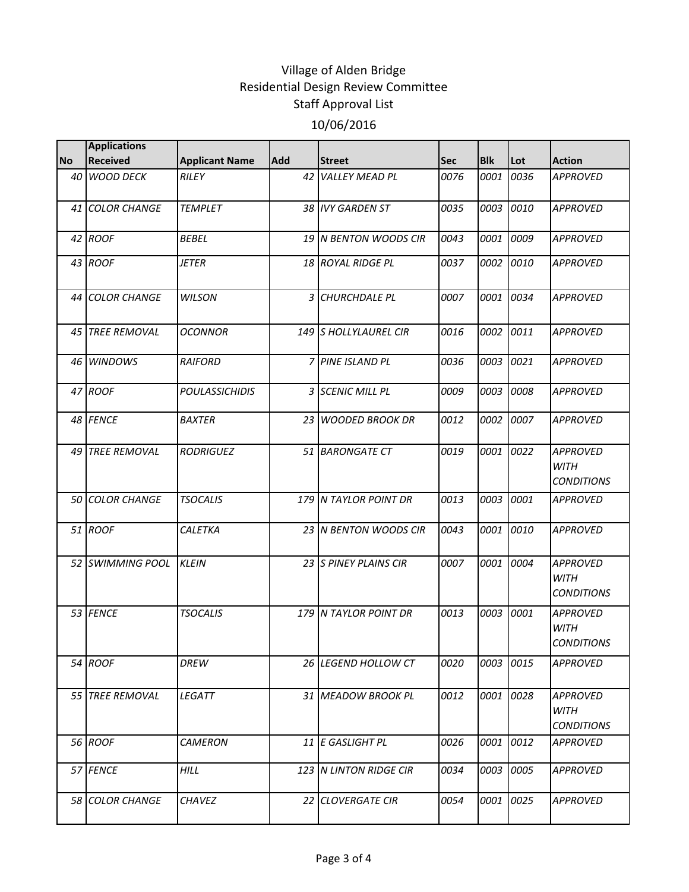# Village of Alden Bridge
## Residential Design Review Committee
## Staff Approval List
## 10/06/2016

| No | Applications Received | Applicant Name | Add | Street | Sec | Blk | Lot | Action |
|---|---|---|---|---|---|---|---|---|
| 40 | *WOOD DECK* | *RILEY* | 42 | *VALLEY MEAD PL* | 0076 | 0001 | 0036 | *APPROVED* |
| 41 | *COLOR CHANGE* | *TEMPLET* | 38 | *IVY GARDEN ST* | 0035 | 0003 | 0010 | *APPROVED* |
| 42 | *ROOF* | *BEBEL* | 19 | *N BENTON WOODS CIR* | 0043 | 0001 | 0009 | *APPROVED* |
| 43 | *ROOF* | *JETER* | 18 | *ROYAL RIDGE PL* | 0037 | 0002 | 0010 | *APPROVED* |
| 44 | *COLOR CHANGE* | *WILSON* | 3 | *CHURCHDALE PL* | 0007 | 0001 | 0034 | *APPROVED* |
| 45 | *TREE REMOVAL* | *OCONNOR* | 149 | *S HOLLYLAUREL CIR* | 0016 | 0002 | 0011 | *APPROVED* |
| 46 | *WINDOWS* | *RAIFORD* | 7 | *PINE ISLAND PL* | 0036 | 0003 | 0021 | *APPROVED* |
| 47 | *ROOF* | *POULASSICHIDIS* | 3 | *SCENIC MILL PL* | 0009 | 0003 | 0008 | *APPROVED* |
| 48 | *FENCE* | *BAXTER* | 23 | *WOODED BROOK DR* | 0012 | 0002 | 0007 | *APPROVED* |
| 49 | *TREE REMOVAL* | *RODRIGUEZ* | 51 | *BARONGATE CT* | 0019 | 0001 | 0022 | *APPROVED WITH CONDITIONS* |
| 50 | *COLOR CHANGE* | *TSOCALIS* | 179 | *N TAYLOR POINT DR* | 0013 | 0003 | 0001 | *APPROVED* |
| 51 | *ROOF* | *CALETKA* | 23 | *N BENTON WOODS CIR* | 0043 | 0001 | 0010 | *APPROVED* |
| 52 | *SWIMMING POOL* | *KLEIN* | 23 | *S PINEY PLAINS CIR* | 0007 | 0001 | 0004 | *APPROVED WITH CONDITIONS* |
| 53 | *FENCE* | *TSOCALIS* | 179 | *N TAYLOR POINT DR* | 0013 | 0003 | 0001 | *APPROVED WITH CONDITIONS* |
| 54 | *ROOF* | *DREW* | 26 | *LEGEND HOLLOW CT* | 0020 | 0003 | 0015 | *APPROVED* |
| 55 | *TREE REMOVAL* | *LEGATT* | 31 | *MEADOW BROOK PL* | 0012 | 0001 | 0028 | *APPROVED WITH CONDITIONS* |
| 56 | *ROOF* | *CAMERON* | 11 | *E GASLIGHT PL* | 0026 | 0001 | 0012 | *APPROVED* |
| 57 | *FENCE* | *HILL* | 123 | *N LINTON RIDGE CIR* | 0034 | 0003 | 0005 | *APPROVED* |
| 58 | *COLOR CHANGE* | *CHAVEZ* | 22 | *CLOVERGATE CIR* | 0054 | 0001 | 0025 | *APPROVED* |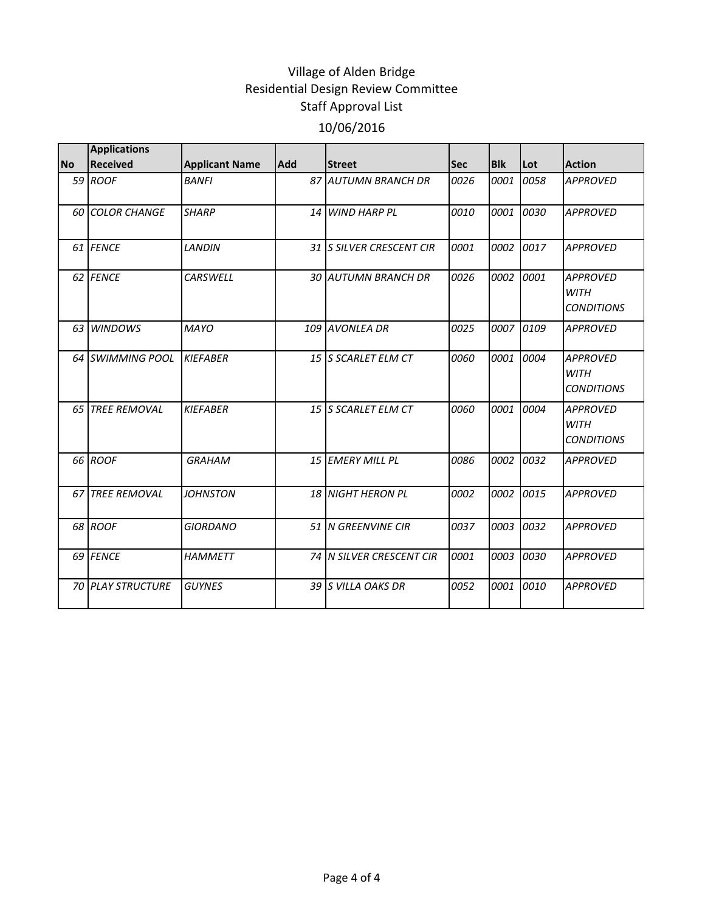# Village of Alden Bridge
## Residential Design Review Committee
### Staff Approval List
### 10/06/2016

| No | Applications Received | Applicant Name | Add | Street | Sec | Blk | Lot | Action |
|---|---|---|---|---|---|---|---|---|
| 59 | *ROOF* | *BANFI* | 87 | *AUTUMN BRANCH DR* | 0026 | 0001 | 0058 | *APPROVED* |
| 60 | *COLOR CHANGE* | *SHARP* | 14 | *WIND HARP PL* | 0010 | 0001 | 0030 | *APPROVED* |
| 61 | *FENCE* | *LANDIN* | 31 | *S SILVER CRESCENT CIR* | 0001 | 0002 | 0017 | *APPROVED* |
| 62 | *FENCE* | *CARSWELL* | 30 | *AUTUMN BRANCH DR* | 0026 | 0002 | 0001 | *APPROVED WITH CONDITIONS* |
| 63 | *WINDOWS* | *MAYO* | 109 | *AVONLEA DR* | 0025 | 0007 | 0109 | *APPROVED* |
| 64 | *SWIMMING POOL* | *KIEFABER* | 15 | *S SCARLET ELM CT* | 0060 | 0001 | 0004 | *APPROVED WITH CONDITIONS* |
| 65 | *TREE REMOVAL* | *KIEFABER* | 15 | *S SCARLET ELM CT* | 0060 | 0001 | 0004 | *APPROVED WITH CONDITIONS* |
| 66 | *ROOF* | *GRAHAM* | 15 | *EMERY MILL PL* | 0086 | 0002 | 0032 | *APPROVED* |
| 67 | *TREE REMOVAL* | *JOHNSTON* | 18 | *NIGHT HERON PL* | 0002 | 0002 | 0015 | *APPROVED* |
| 68 | *ROOF* | *GIORDANO* | 51 | *N GREENVINE CIR* | 0037 | 0003 | 0032 | *APPROVED* |
| 69 | *FENCE* | *HAMMETT* | 74 | *N SILVER CRESCENT CIR* | 0001 | 0003 | 0030 | *APPROVED* |
| 70 | *PLAY STRUCTURE* | *GUYNES* | 39 | *S VILLA OAKS DR* | 0052 | 0001 | 0010 | *APPROVED* |